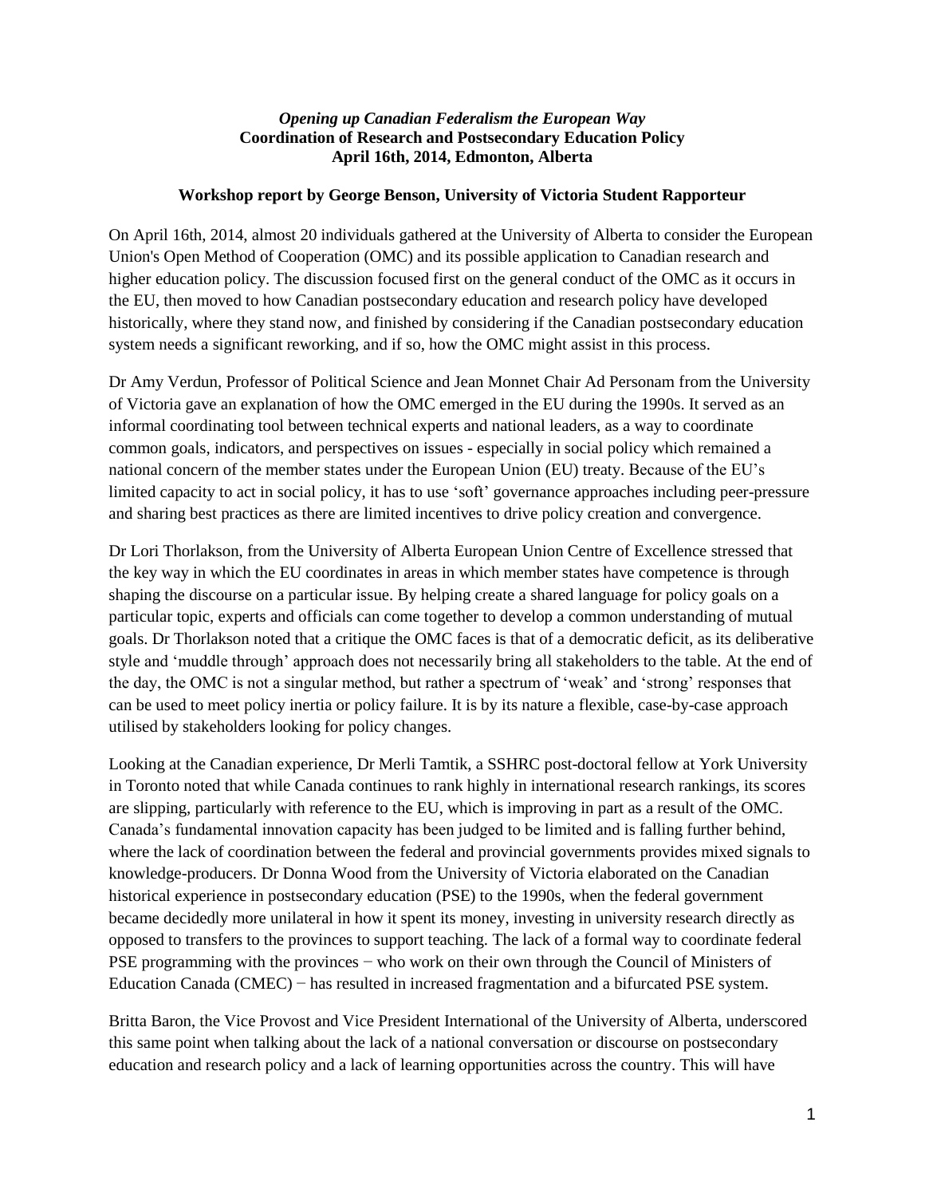***Opening up Canadian Federalism the European Way***
**Coordination of Research and Postsecondary Education Policy**
**April 16th, 2014, Edmonton, Alberta**

**Workshop report by George Benson, University of Victoria Student Rapporteur**

On April 16th, 2014, almost 20 individuals gathered at the University of Alberta to consider the European Union's Open Method of Cooperation (OMC) and its possible application to Canadian research and higher education policy. The discussion focused first on the general conduct of the OMC as it occurs in the EU, then moved to how Canadian postsecondary education and research policy have developed historically, where they stand now, and finished by considering if the Canadian postsecondary education system needs a significant reworking, and if so, how the OMC might assist in this process.

Dr Amy Verdun, Professor of Political Science and Jean Monnet Chair Ad Personam from the University of Victoria gave an explanation of how the OMC emerged in the EU during the 1990s. It served as an informal coordinating tool between technical experts and national leaders, as a way to coordinate common goals, indicators, and perspectives on issues - especially in social policy which remained a national concern of the member states under the European Union (EU) treaty. Because of the EU's limited capacity to act in social policy, it has to use 'soft' governance approaches including peer-pressure and sharing best practices as there are limited incentives to drive policy creation and convergence.

Dr Lori Thorlakson, from the University of Alberta European Union Centre of Excellence stressed that the key way in which the EU coordinates in areas in which member states have competence is through shaping the discourse on a particular issue. By helping create a shared language for policy goals on a particular topic, experts and officials can come together to develop a common understanding of mutual goals. Dr Thorlakson noted that a critique the OMC faces is that of a democratic deficit, as its deliberative style and 'muddle through' approach does not necessarily bring all stakeholders to the table. At the end of the day, the OMC is not a singular method, but rather a spectrum of 'weak' and 'strong' responses that can be used to meet policy inertia or policy failure. It is by its nature a flexible, case-by-case approach utilised by stakeholders looking for policy changes.

Looking at the Canadian experience, Dr Merli Tamtik, a SSHRC post-doctoral fellow at York University in Toronto noted that while Canada continues to rank highly in international research rankings, its scores are slipping, particularly with reference to the EU, which is improving in part as a result of the OMC. Canada's fundamental innovation capacity has been judged to be limited and is falling further behind, where the lack of coordination between the federal and provincial governments provides mixed signals to knowledge-producers. Dr Donna Wood from the University of Victoria elaborated on the Canadian historical experience in postsecondary education (PSE) to the 1990s, when the federal government became decidedly more unilateral in how it spent its money, investing in university research directly as opposed to transfers to the provinces to support teaching. The lack of a formal way to coordinate federal PSE programming with the provinces − who work on their own through the Council of Ministers of Education Canada (CMEC) − has resulted in increased fragmentation and a bifurcated PSE system.

Britta Baron, the Vice Provost and Vice President International of the University of Alberta, underscored this same point when talking about the lack of a national conversation or discourse on postsecondary education and research policy and a lack of learning opportunities across the country. This will have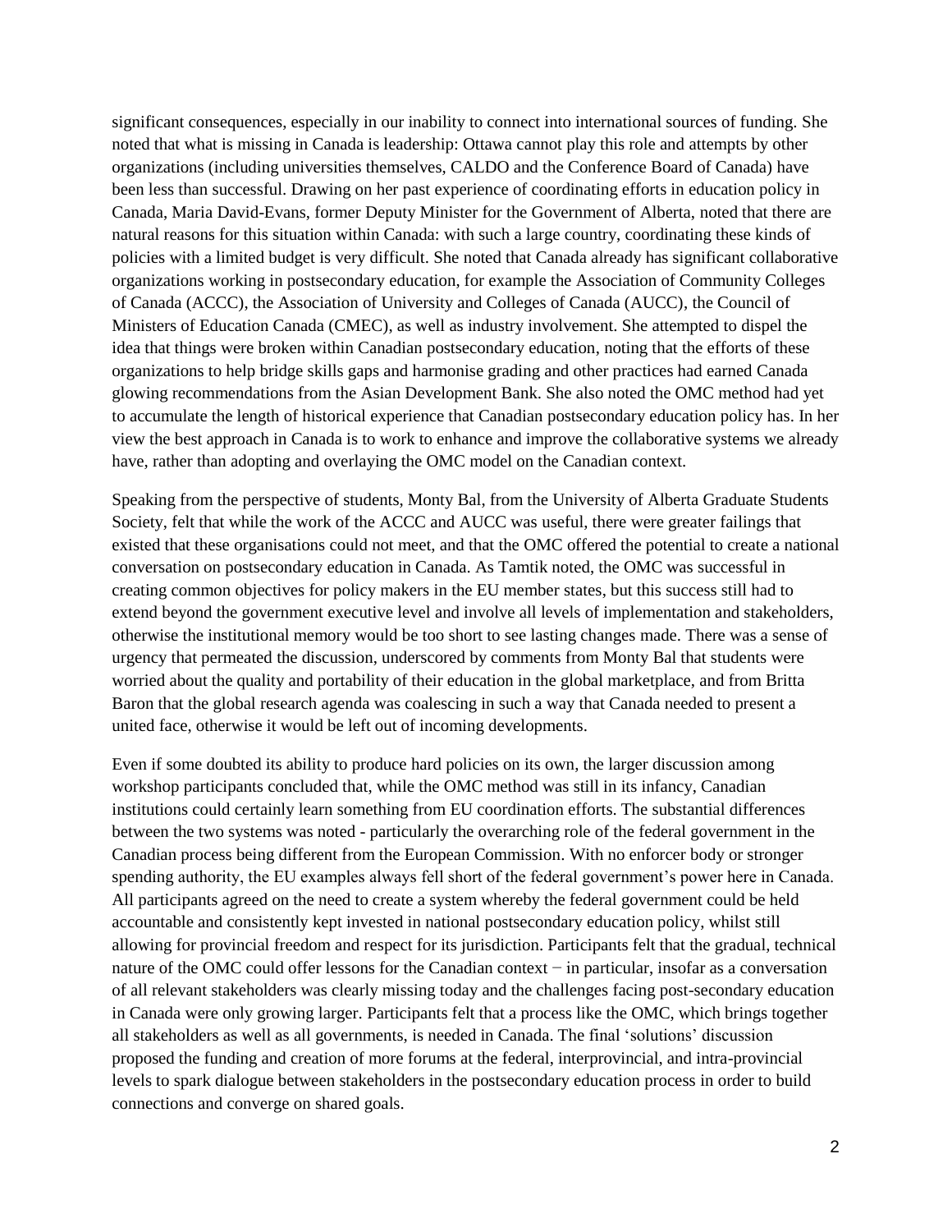significant consequences, especially in our inability to connect into international sources of funding. She noted that what is missing in Canada is leadership: Ottawa cannot play this role and attempts by other organizations (including universities themselves, CALDO and the Conference Board of Canada) have been less than successful. Drawing on her past experience of coordinating efforts in education policy in Canada, Maria David-Evans, former Deputy Minister for the Government of Alberta, noted that there are natural reasons for this situation within Canada: with such a large country, coordinating these kinds of policies with a limited budget is very difficult. She noted that Canada already has significant collaborative organizations working in postsecondary education, for example the Association of Community Colleges of Canada (ACCC), the Association of University and Colleges of Canada (AUCC), the Council of Ministers of Education Canada (CMEC), as well as industry involvement. She attempted to dispel the idea that things were broken within Canadian postsecondary education, noting that the efforts of these organizations to help bridge skills gaps and harmonise grading and other practices had earned Canada glowing recommendations from the Asian Development Bank. She also noted the OMC method had yet to accumulate the length of historical experience that Canadian postsecondary education policy has. In her view the best approach in Canada is to work to enhance and improve the collaborative systems we already have, rather than adopting and overlaying the OMC model on the Canadian context.

Speaking from the perspective of students, Monty Bal, from the University of Alberta Graduate Students Society, felt that while the work of the ACCC and AUCC was useful, there were greater failings that existed that these organisations could not meet, and that the OMC offered the potential to create a national conversation on postsecondary education in Canada. As Tamtik noted, the OMC was successful in creating common objectives for policy makers in the EU member states, but this success still had to extend beyond the government executive level and involve all levels of implementation and stakeholders, otherwise the institutional memory would be too short to see lasting changes made. There was a sense of urgency that permeated the discussion, underscored by comments from Monty Bal that students were worried about the quality and portability of their education in the global marketplace, and from Britta Baron that the global research agenda was coalescing in such a way that Canada needed to present a united face, otherwise it would be left out of incoming developments.

Even if some doubted its ability to produce hard policies on its own, the larger discussion among workshop participants concluded that, while the OMC method was still in its infancy, Canadian institutions could certainly learn something from EU coordination efforts. The substantial differences between the two systems was noted - particularly the overarching role of the federal government in the Canadian process being different from the European Commission. With no enforcer body or stronger spending authority, the EU examples always fell short of the federal government's power here in Canada. All participants agreed on the need to create a system whereby the federal government could be held accountable and consistently kept invested in national postsecondary education policy, whilst still allowing for provincial freedom and respect for its jurisdiction. Participants felt that the gradual, technical nature of the OMC could offer lessons for the Canadian context − in particular, insofar as a conversation of all relevant stakeholders was clearly missing today and the challenges facing post-secondary education in Canada were only growing larger. Participants felt that a process like the OMC, which brings together all stakeholders as well as all governments, is needed in Canada. The final 'solutions' discussion proposed the funding and creation of more forums at the federal, interprovincial, and intra-provincial levels to spark dialogue between stakeholders in the postsecondary education process in order to build connections and converge on shared goals.